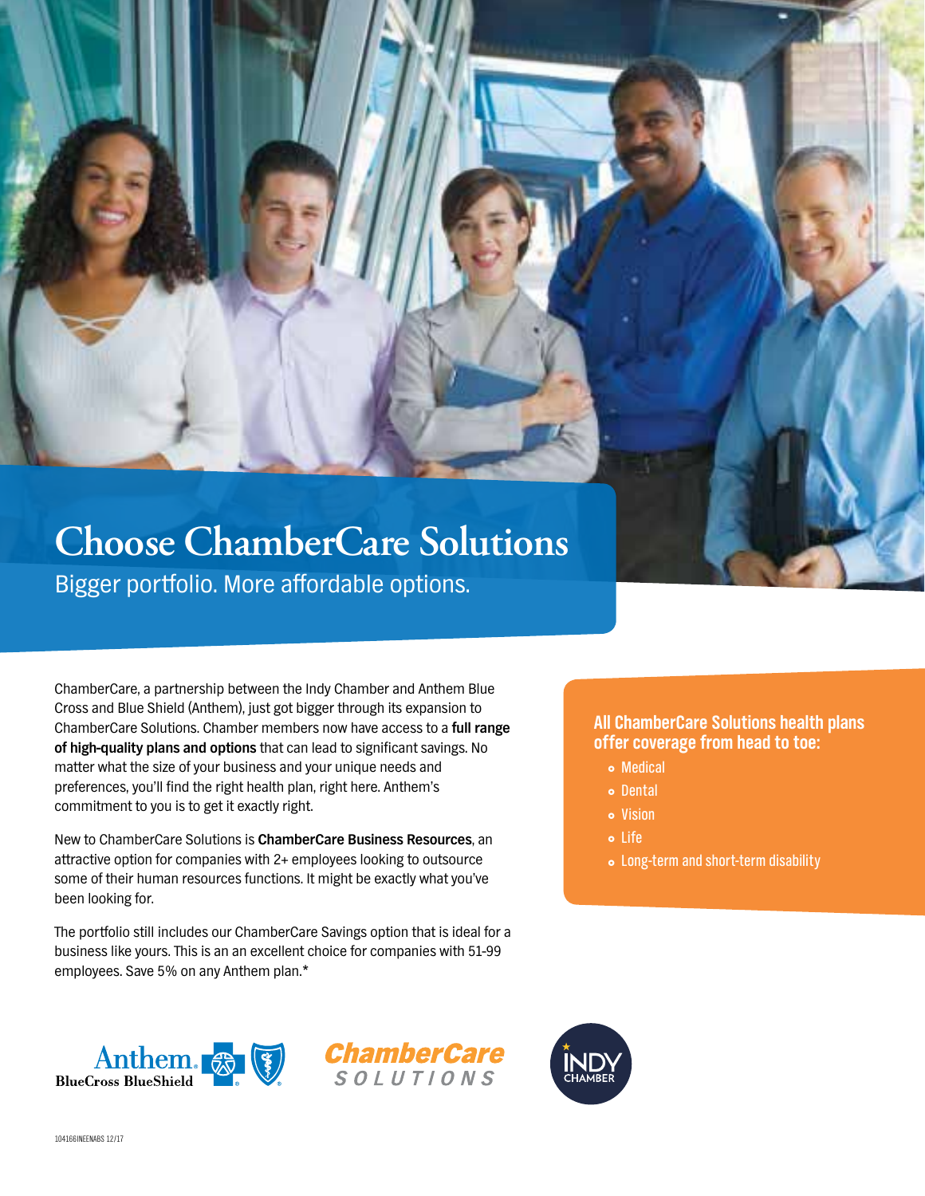# Choose ChamberCare Solutions

Bigger portfolio. More affordable options.

ChamberCare, a partnership between the Indy Chamber and Anthem Blue Cross and Blue Shield (Anthem), just got bigger through its expansion to ChamberCare Solutions. Chamber members now have access to a **full range of high-quality plans and options** that can lead to significant savings. No matter what the size of your business and your unique needs and preferences, you'll find the right health plan, right here. Anthem's commitment to you is to get it exactly right.

New to ChamberCare Solutions is **ChamberCare Business Resources**, an attractive option for companies with 2+ employees looking to outsource some of their human resources functions. It might be exactly what you've been looking for.

The portfolio still includes our ChamberCare Savings option that is ideal for a business like yours. This is an an excellent choice for companies with 51-99 employees. Save 5% on any Anthem plan.*

**All ChamberCare Solutions health plans offer coverage from head to toe:**

- Medical
- Dental
- Vision
- Life
- Long-term and short-term disability

Anthem BlueCross BlueShield

ChamberCare SOLUTIONS

INDY CHAMBER

104166INEENABS 12/17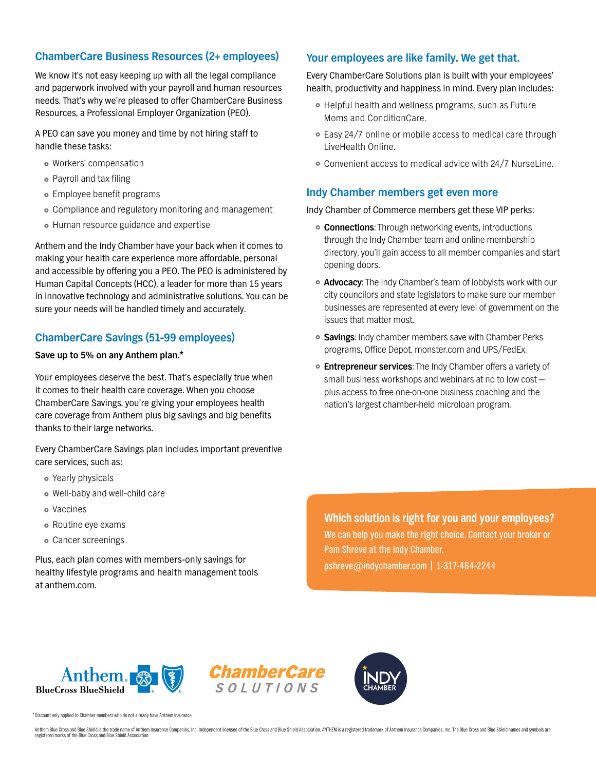## ChamberCare Business Resources (2+ employees)

We know it's not easy keeping up with all the legal compliance and paperwork involved with your payroll and human resources needs. That's why we're pleased to offer ChamberCare Business Resources, a Professional Employer Organization (PEO).

A PEO can save you money and time by not hiring staff to handle these tasks:

- Workers' compensation
- Payroll and tax filing
- Employee benefit programs
- Compliance and regulatory monitoring and management
- Human resource guidance and expertise

Anthem and the Indy Chamber have your back when it comes to making your health care experience more affordable, personal and accessible by offering you a PEO. The PEO is administered by Human Capital Concepts (HCC), a leader for more than 15 years in innovative technology and administrative solutions. You can be sure your needs will be handled timely and accurately.

## ChamberCare Savings (51-99 employees)

**Save up to 5% on any Anthem plan.***

Your employees deserve the best. That's especially true when it comes to their health care coverage. When you choose ChamberCare Savings, you're giving your employees health care coverage from Anthem plus big savings and big benefits thanks to their large networks.

Every ChamberCare Savings plan includes important preventive care services, such as:

- Yearly physicals
- Well-baby and well-child care
- Vaccines
- Routine eye exams
- Cancer screenings

Plus, each plan comes with members-only savings for healthy lifestyle programs and health management tools at anthem.com.

## Your employees are like family. We get that.

Every ChamberCare Solutions plan is built with your employees' health, productivity and happiness in mind. Every plan includes:

- Helpful health and wellness programs, such as Future Moms and ConditionCare.
- Easy 24/7 online or mobile access to medical care through LiveHealth Online.
- Convenient access to medical advice with 24/7 NurseLine.

## Indy Chamber members get even more

Indy Chamber of Commerce members get these VIP perks:

- **Connections**: Through networking events, introductions through the Indy Chamber team and online membership directory, you'll gain access to all member companies and start opening doors.
- **Advocacy**: The Indy Chamber's team of lobbyists work with our city councilors and state legislators to make sure our member businesses are represented at every level of government on the issues that matter most.
- **Savings**: Indy chamber members save with Chamber Perks programs, Office Depot, monster.com and UPS/FedEx.
- **Entrepreneur services**: The Indy Chamber offers a variety of small business workshops and webinars at no to low cost — plus access to free one-on-one business coaching and the nation's largest chamber-held microloan program.

**Which solution is right for you and your employees?**

We can help you make the right choice. Contact your broker or Pam Shreve at the Indy Chamber.

pshreve@indychamber.com | 1-317-464-2244

Anthem BlueCross BlueShield

ChamberCare SOLUTIONS

INDY CHAMBER

*Discount only applied to Chamber members who do not already have Anthem insurance.

Anthem Blue Cross and Blue Shield is the trade name of Anthem Insurance Companies, Inc. Independent licensee of the Blue Cross and Blue Shield Association. ANTHEM is a registered trademark of Anthem Insurance Companies, Inc. The Blue Cross and Blue Shield names and symbols are registered marks of the Blue Cross and Blue Shield Association.